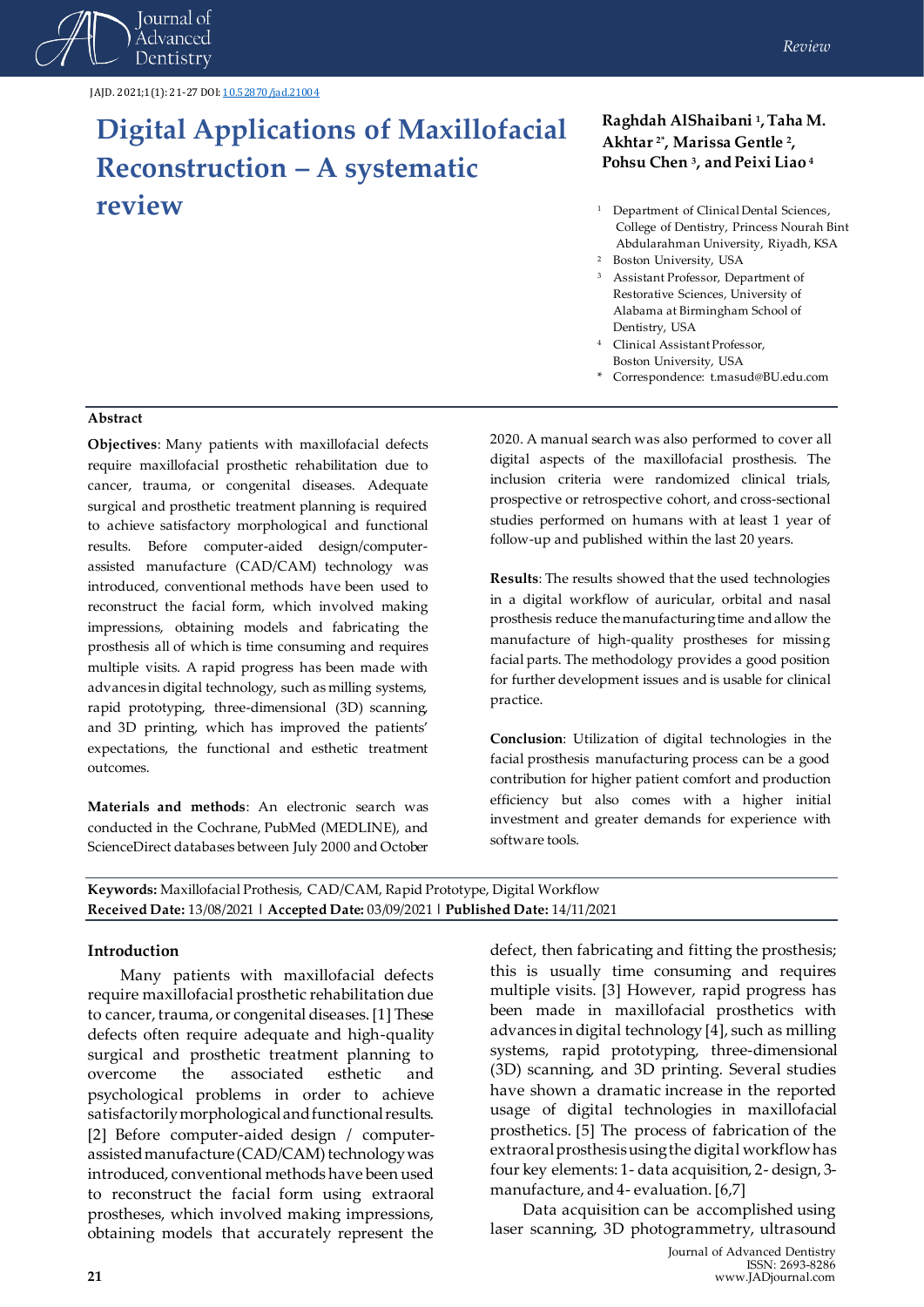Review

JAJD. 2021;1(1): 21-27 DOI: 10.52870/jad.21004

# Digital Applications of Maxillofacial Reconstruction – A systematic review

**Raghdah AlShaibani [1], Taha M. Akhtar [2*], Marissa Gentle [2], Pohsu Chen [3], and Peixi Liao [4]**

[1] Department of Clinical Dental Sciences, College of Dentistry, Princess Nourah Bint Abdularahman University, Riyadh, KSA
[2] Boston University, USA
[3] Assistant Professor, Department of Restorative Sciences, University of Alabama at Birmingham School of Dentistry, USA
[4] Clinical Assistant Professor, Boston University, USA
[*] Correspondence: t.masud@BU.edu.com

## Abstract

**Objectives**: Many patients with maxillofacial defects require maxillofacial prosthetic rehabilitation due to cancer, trauma, or congenital diseases. Adequate surgical and prosthetic treatment planning is required to achieve satisfactory morphological and functional results. Before computer-aided design/computer-assisted manufacture (CAD/CAM) technology was introduced, conventional methods have been used to reconstruct the facial form, which involved making impressions, obtaining models and fabricating the prosthesis all of which is time consuming and requires multiple visits. A rapid progress has been made with advances in digital technology, such as milling systems, rapid prototyping, three-dimensional (3D) scanning, and 3D printing, which has improved the patients' expectations, the functional and esthetic treatment outcomes.

**Materials and methods**: An electronic search was conducted in the Cochrane, PubMed (MEDLINE), and ScienceDirect databases between July 2000 and October 2020. A manual search was also performed to cover all digital aspects of the maxillofacial prosthesis. The inclusion criteria were randomized clinical trials, prospective or retrospective cohort, and cross-sectional studies performed on humans with at least 1 year of follow-up and published within the last 20 years.

**Results**: The results showed that the used technologies in a digital workflow of auricular, orbital and nasal prosthesis reduce the manufacturing time and allow the manufacture of high-quality prostheses for missing facial parts. The methodology provides a good position for further development issues and is usable for clinical practice.

**Conclusion**: Utilization of digital technologies in the facial prosthesis manufacturing process can be a good contribution for higher patient comfort and production efficiency but also comes with a higher initial investment and greater demands for experience with software tools.

**Keywords:** Maxillofacial Prosthesis, CAD/CAM, Rapid Prototype, Digital Workflow
**Received Date:** 13/08/2021 | **Accepted Date:** 03/09/2021 | **Published Date:** 14/11/2021

## Introduction

Many patients with maxillofacial defects require maxillofacial prosthetic rehabilitation due to cancer, trauma, or congenital diseases. [1] These defects often require adequate and high-quality surgical and prosthetic treatment planning to overcome the associated esthetic and psychological problems in order to achieve satisfactorily morphological and functional results. [2] Before computer-aided design / computer-assisted manufacture (CAD/CAM) technology was introduced, conventional methods have been used to reconstruct the facial form using extraoral prostheses, which involved making impressions, obtaining models that accurately represent the defect, then fabricating and fitting the prosthesis; this is usually time consuming and requires multiple visits. [3] However, rapid progress has been made in maxillofacial prosthetics with advances in digital technology [4], such as milling systems, rapid prototyping, three-dimensional (3D) scanning, and 3D printing. Several studies have shown a dramatic increase in the reported usage of digital technologies in maxillofacial prosthetics. [5] The process of fabrication of the extraoral prosthesis using the digital workflow has four key elements: 1- data acquisition, 2- design, 3- manufacture, and 4- evaluation. [6,7]

Data acquisition can be accomplished using laser scanning, 3D photogrammetry, ultrasound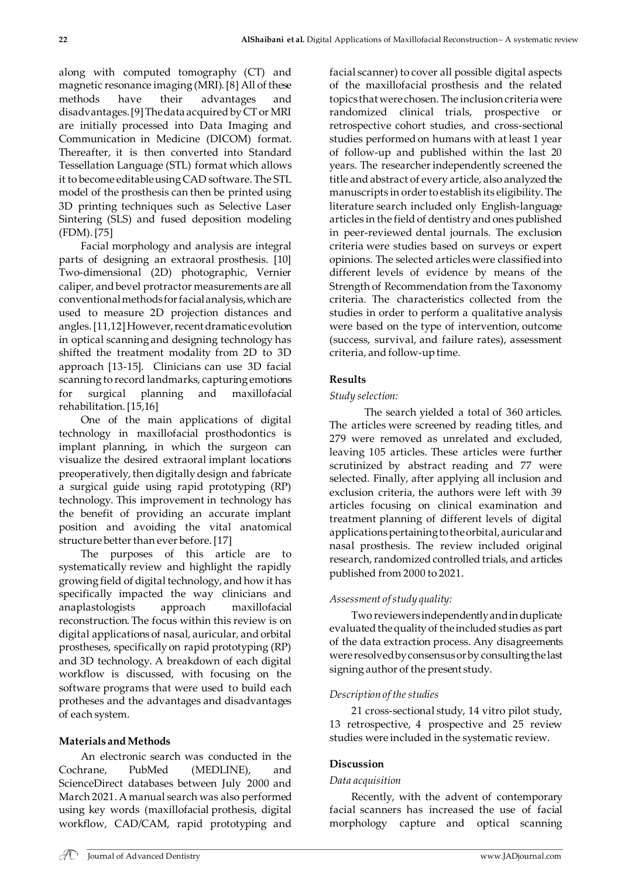along with computed tomography (CT) and magnetic resonance imaging (MRI). [8] All of these methods have their advantages and disadvantages. [9] The data acquired by CT or MRI are initially processed into Data Imaging and Communication in Medicine (DICOM) format. Thereafter, it is then converted into Standard Tessellation Language (STL) format which allows it to become editable using CAD software. The STL model of the prosthesis can then be printed using 3D printing techniques such as Selective Laser Sintering (SLS) and fused deposition modeling (FDM). [75]

Facial morphology and analysis are integral parts of designing an extraoral prosthesis. [10] Two-dimensional (2D) photographic, Vernier caliper, and bevel protractor measurements are all conventional methods for facial analysis, which are used to measure 2D projection distances and angles. [11,12] However, recent dramatic evolution in optical scanning and designing technology has shifted the treatment modality from 2D to 3D approach [13-15]. Clinicians can use 3D facial scanning to record landmarks, capturing emotions for surgical planning and maxillofacial rehabilitation. [15,16]

One of the main applications of digital technology in maxillofacial prosthodontics is implant planning, in which the surgeon can visualize the desired extraoral implant locations preoperatively, then digitally design and fabricate a surgical guide using rapid prototyping (RP) technology. This improvement in technology has the benefit of providing an accurate implant position and avoiding the vital anatomical structure better than ever before. [17]

The purposes of this article are to systematically review and highlight the rapidly growing field of digital technology, and how it has specifically impacted the way clinicians and anaplastologists approach maxillofacial reconstruction. The focus within this review is on digital applications of nasal, auricular, and orbital prostheses, specifically on rapid prototyping (RP) and 3D technology. A breakdown of each digital workflow is discussed, with focusing on the software programs that were used to build each protheses and the advantages and disadvantages of each system.

## Materials and Methods

An electronic search was conducted in the Cochrane, PubMed (MEDLINE), and ScienceDirect databases between July 2000 and March 2021. A manual search was also performed using key words (maxillofacial prothesis, digital workflow, CAD/CAM, rapid prototyping and facial scanner) to cover all possible digital aspects of the maxillofacial prosthesis and the related topics that were chosen. The inclusion criteria were randomized clinical trials, prospective or retrospective cohort studies, and cross-sectional studies performed on humans with at least 1 year of follow-up and published within the last 20 years. The researcher independently screened the title and abstract of every article, also analyzed the manuscripts in order to establish its eligibility. The literature search included only English-language articles in the field of dentistry and ones published in peer-reviewed dental journals. The exclusion criteria were studies based on surveys or expert opinions. The selected articles were classified into different levels of evidence by means of the Strength of Recommendation from the Taxonomy criteria. The characteristics collected from the studies in order to perform a qualitative analysis were based on the type of intervention, outcome (success, survival, and failure rates), assessment criteria, and follow-up time.

## Results

### *Study selection:*

The search yielded a total of 360 articles. The articles were screened by reading titles, and 279 were removed as unrelated and excluded, leaving 105 articles. These articles were further scrutinized by abstract reading and 77 were selected. Finally, after applying all inclusion and exclusion criteria, the authors were left with 39 articles focusing on clinical examination and treatment planning of different levels of digital applications pertaining to the orbital, auricular and nasal prosthesis. The review included original research, randomized controlled trials, and articles published from 2000 to 2021.

### *Assessment of study quality:*

Two reviewers independently and in duplicate evaluated the quality of the included studies as part of the data extraction process. Any disagreements were resolved by consensus or by consulting the last signing author of the present study.

### *Description of the studies*

21 cross-sectional study, 14 vitro pilot study, 13 retrospective, 4 prospective and 25 review studies were included in the systematic review.

## Discussion

### *Data acquisition*

Recently, with the advent of contemporary facial scanners has increased the use of facial morphology capture and optical scanning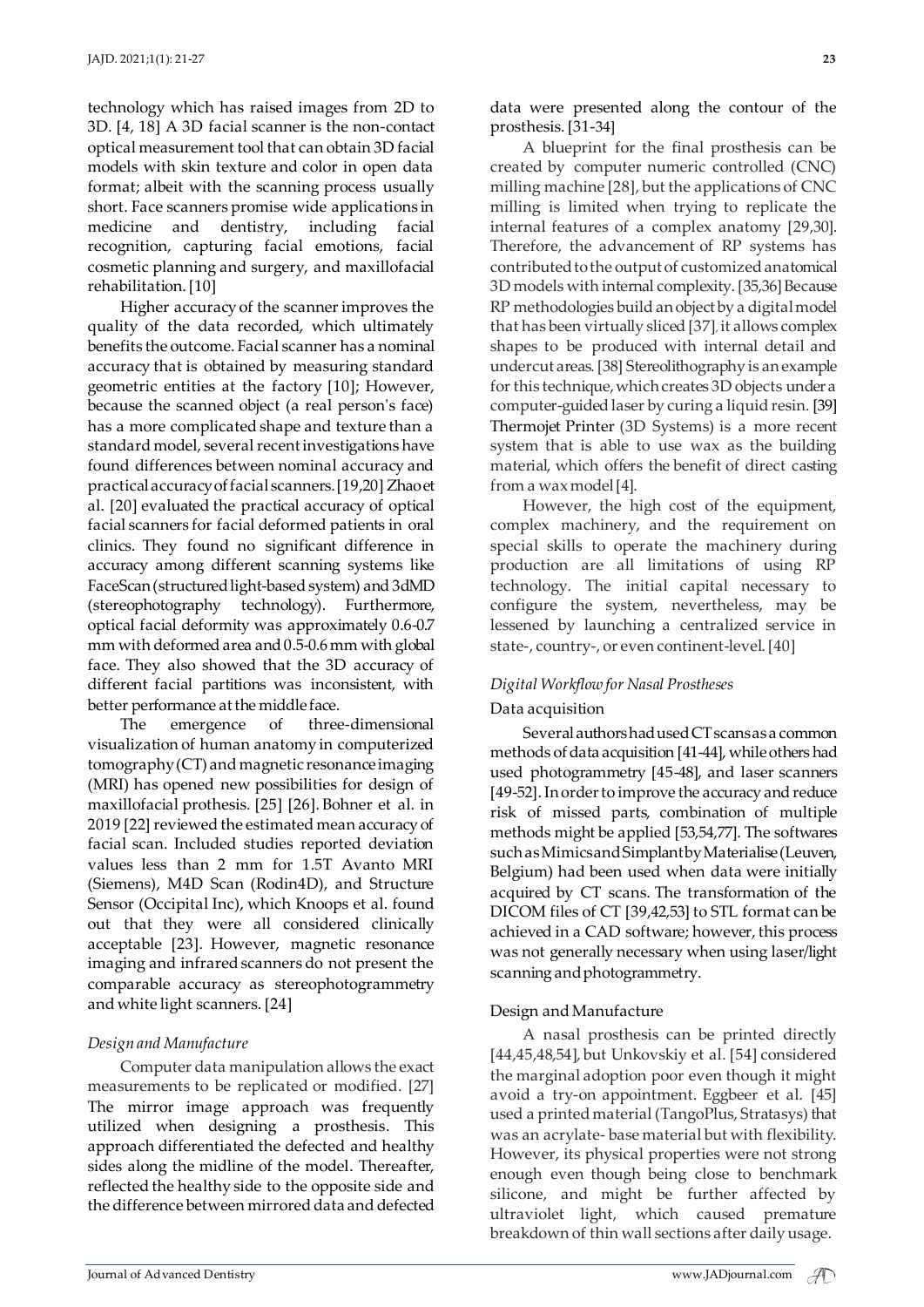technology which has raised images from 2D to 3D. [4, 18] A 3D facial scanner is the non-contact optical measurement tool that can obtain 3D facial models with skin texture and color in open data format; albeit with the scanning process usually short. Face scanners promise wide applications in medicine and dentistry, including facial recognition, capturing facial emotions, facial cosmetic planning and surgery, and maxillofacial rehabilitation. [10]

Higher accuracy of the scanner improves the quality of the data recorded, which ultimately benefits the outcome. Facial scanner has a nominal accuracy that is obtained by measuring standard geometric entities at the factory [10]; However, because the scanned object (a real person's face) has a more complicated shape and texture than a standard model, several recent investigations have found differences between nominal accuracy and practical accuracy of facial scanners. [19,20] Zhao et al. [20] evaluated the practical accuracy of optical facial scanners for facial deformed patients in oral clinics. They found no significant difference in accuracy among different scanning systems like FaceScan (structured light-based system) and 3dMD (stereophotography technology). Furthermore, optical facial deformity was approximately 0.6-0.7 mm with deformed area and 0.5-0.6 mm with global face. They also showed that the 3D accuracy of different facial partitions was inconsistent, with better performance at the middle face.

The emergence of three-dimensional visualization of human anatomy in computerized tomography (CT) and magnetic resonance imaging (MRI) has opened new possibilities for design of maxillofacial prothesis. [25] [26]. Bohner et al. in 2019 [22] reviewed the estimated mean accuracy of facial scan. Included studies reported deviation values less than 2 mm for 1.5T Avanto MRI (Siemens), M4D Scan (Rodin4D), and Structure Sensor (Occipital Inc), which Knoops et al. found out that they were all considered clinically acceptable [23]. However, magnetic resonance imaging and infrared scanners do not present the comparable accuracy as stereophotogrammetry and white light scanners. [24]

### *Design and Manufacture*

Computer data manipulation allows the exact measurements to be replicated or modified. [27] The mirror image approach was frequently utilized when designing a prosthesis. This approach differentiated the defected and healthy sides along the midline of the model. Thereafter, reflected the healthy side to the opposite side and the difference between mirrored data and defected data were presented along the contour of the prosthesis. [31-34]

A blueprint for the final prosthesis can be created by computer numeric controlled (CNC) milling machine [28], but the applications of CNC milling is limited when trying to replicate the internal features of a complex anatomy [29,30]. Therefore, the advancement of RP systems has contributed to the output of customized anatomical 3D models with internal complexity. [35,36] Because RP methodologies build an object by a digital model that has been virtually sliced [37], it allows complex shapes to be produced with internal detail and undercut areas. [38] Stereolithography is an example for this technique, which creates 3D objects under a computer-guided laser by curing a liquid resin. [39] Thermojet Printer (3D Systems) is a more recent system that is able to use wax as the building material, which offers the benefit of direct casting from a wax model [4].

However, the high cost of the equipment, complex machinery, and the requirement on special skills to operate the machinery during production are all limitations of using RP technology. The initial capital necessary to configure the system, nevertheless, may be lessened by launching a centralized service in state-, country-, or even continent-level. [40]

### *Digital Workflow for Nasal Prostheses*

#### Data acquisition

Several authors had used CT scans as a common methods of data acquisition [41-44], while others had used photogrammetry [45-48], and laser scanners [49-52]. In order to improve the accuracy and reduce risk of missed parts, combination of multiple methods might be applied [53,54,77]. The softwares such as Mimics and Simplant by Materialise (Leuven, Belgium) had been used when data were initially acquired by CT scans. The transformation of the DICOM files of CT [39,42,53] to STL format can be achieved in a CAD software; however, this process was not generally necessary when using laser/light scanning and photogrammetry.

#### Design and Manufacture

A nasal prosthesis can be printed directly [44,45,48,54], but Unkovskiy et al. [54] considered the marginal adoption poor even though it might avoid a try-on appointment. Eggbeer et al. [45] used a printed material (TangoPlus, Stratasys) that was an acrylate- base material but with flexibility. However, its physical properties were not strong enough even though being close to benchmark silicone, and might be further affected by ultraviolet light, which caused premature breakdown of thin wall sections after daily usage.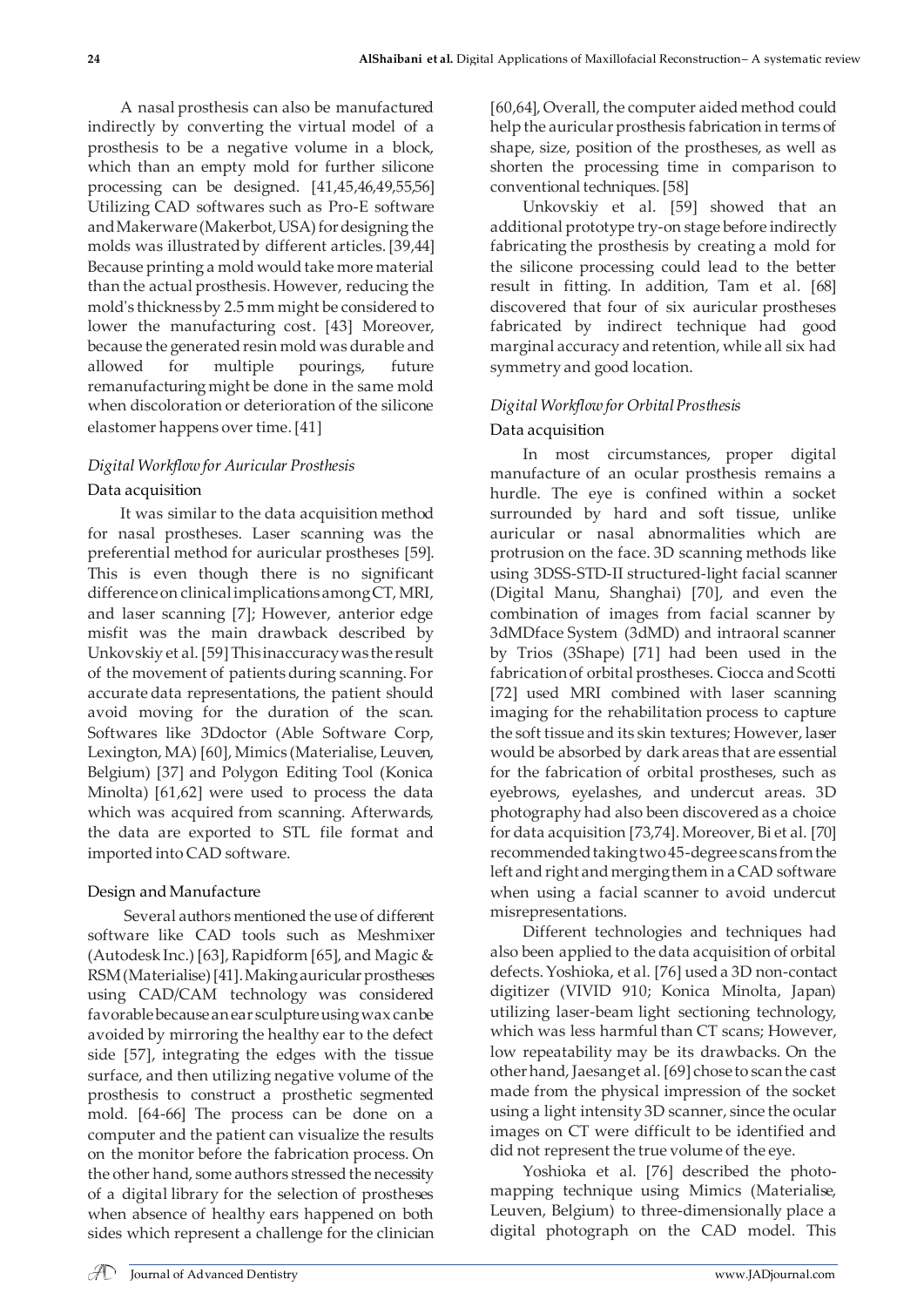A nasal prosthesis can also be manufactured indirectly by converting the virtual model of a prosthesis to be a negative volume in a block, which than an empty mold for further silicone processing can be designed. [41,45,46,49,55,56] Utilizing CAD softwares such as Pro-E software and Makerware (Makerbot, USA) for designing the molds was illustrated by different articles. [39,44] Because printing a mold would take more material than the actual prosthesis. However, reducing the mold's thickness by 2.5 mm might be considered to lower the manufacturing cost. [43] Moreover, because the generated resin mold was durable and allowed for multiple pourings, future remanufacturing might be done in the same mold when discoloration or deterioration of the silicone elastomer happens over time. [41]

### *Digital Workflow for Auricular Prosthesis*

#### Data acquisition

It was similar to the data acquisition method for nasal prostheses. Laser scanning was the preferential method for auricular prostheses [59]. This is even though there is no significant difference on clinical implications among CT, MRI, and laser scanning [7]; However, anterior edge misfit was the main drawback described by Unkovskiy et al. [59] This inaccuracy was the result of the movement of patients during scanning. For accurate data representations, the patient should avoid moving for the duration of the scan. Softwares like 3Ddoctor (Able Software Corp, Lexington, MA) [60], Mimics (Materialise, Leuven, Belgium) [37] and Polygon Editing Tool (Konica Minolta) [61,62] were used to process the data which was acquired from scanning. Afterwards, the data are exported to STL file format and imported into CAD software.

#### Design and Manufacture

Several authors mentioned the use of different software like CAD tools such as Meshmixer (Autodesk Inc.) [63], Rapidform [65], and Magic & RSM (Materialise) [41]. Making auricular prostheses using CAD/CAM technology was considered favorable because an ear sculpture using wax can be avoided by mirroring the healthy ear to the defect side [57], integrating the edges with the tissue surface, and then utilizing negative volume of the prosthesis to construct a prosthetic segmented mold. [64-66] The process can be done on a computer and the patient can visualize the results on the monitor before the fabrication process. On the other hand, some authors stressed the necessity of a digital library for the selection of prostheses when absence of healthy ears happened on both sides which represent a challenge for the clinician [60,64], Overall, the computer aided method could help the auricular prosthesis fabrication in terms of shape, size, position of the prostheses, as well as shorten the processing time in comparison to conventional techniques. [58]

Unkovskiy et al. [59] showed that an additional prototype try-on stage before indirectly fabricating the prosthesis by creating a mold for the silicone processing could lead to the better result in fitting. In addition, Tam et al. [68] discovered that four of six auricular prostheses fabricated by indirect technique had good marginal accuracy and retention, while all six had symmetry and good location.

### *Digital Workflow for Orbital Prosthesis*

#### Data acquisition

In most circumstances, proper digital manufacture of an ocular prosthesis remains a hurdle. The eye is confined within a socket surrounded by hard and soft tissue, unlike auricular or nasal abnormalities which are protrusion on the face. 3D scanning methods like using 3DSS-STD-II structured-light facial scanner (Digital Manu, Shanghai) [70], and even the combination of images from facial scanner by 3dMDface System (3dMD) and intraoral scanner by Trios (3Shape) [71] had been used in the fabrication of orbital prostheses. Ciocca and Scotti [72] used MRI combined with laser scanning imaging for the rehabilitation process to capture the soft tissue and its skin textures; However, laser would be absorbed by dark areas that are essential for the fabrication of orbital prostheses, such as eyebrows, eyelashes, and undercut areas. 3D photography had also been discovered as a choice for data acquisition [73,74]. Moreover, Bi et al. [70] recommended taking two 45-degree scans from the left and right and merging them in a CAD software when using a facial scanner to avoid undercut misrepresentations.

Different technologies and techniques had also been applied to the data acquisition of orbital defects. Yoshioka, et al. [76] used a 3D non-contact digitizer (VIVID 910; Konica Minolta, Japan) utilizing laser-beam light sectioning technology, which was less harmful than CT scans; However, low repeatability may be its drawbacks. On the other hand, Jaesang et al. [69] chose to scan the cast made from the physical impression of the socket using a light intensity 3D scanner, since the ocular images on CT were difficult to be identified and did not represent the true volume of the eye.

Yoshioka et al. [76] described the photo-mapping technique using Mimics (Materialise, Leuven, Belgium) to three-dimensionally place a digital photograph on the CAD model. This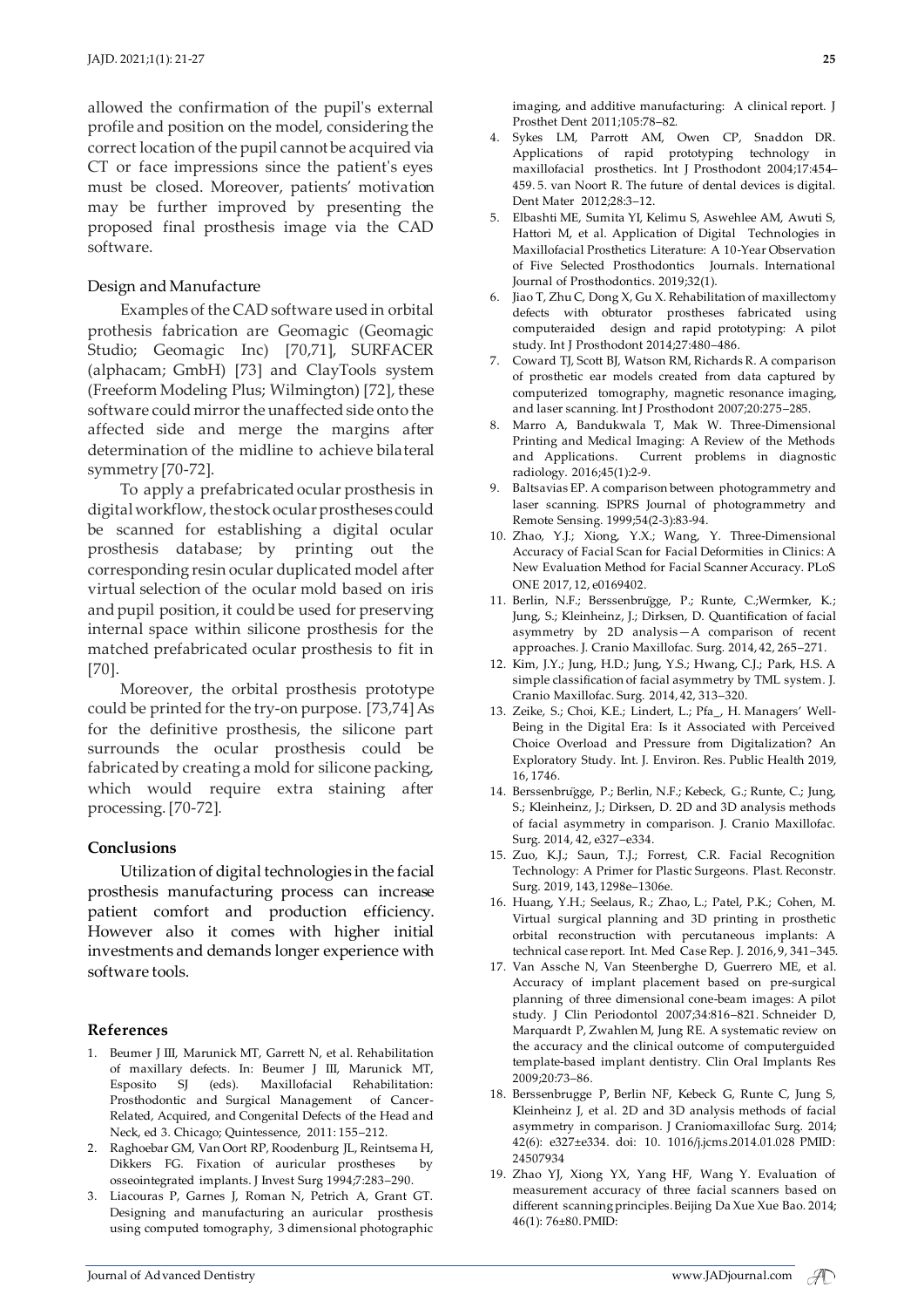allowed the confirmation of the pupil's external profile and position on the model, considering the correct location of the pupil cannot be acquired via CT or face impressions since the patient's eyes must be closed. Moreover, patients' motivation may be further improved by presenting the proposed final prosthesis image via the CAD software.

### Design and Manufacture

Examples of the CAD software used in orbital prothesis fabrication are Geomagic (Geomagic Studio; Geomagic Inc) [70,71], SURFACER (alphacam; GmbH) [73] and ClayTools system (Freeform Modeling Plus; Wilmington) [72], these software could mirror the unaffected side onto the affected side and merge the margins after determination of the midline to achieve bilateral symmetry [70-72].

To apply a prefabricated ocular prosthesis in digital workflow, the stock ocular prostheses could be scanned for establishing a digital ocular prosthesis database; by printing out the corresponding resin ocular duplicated model after virtual selection of the ocular mold based on iris and pupil position, it could be used for preserving internal space within silicone prosthesis for the matched prefabricated ocular prosthesis to fit in [70].

Moreover, the orbital prosthesis prototype could be printed for the try-on purpose. [73,74] As for the definitive prosthesis, the silicone part surrounds the ocular prosthesis could be fabricated by creating a mold for silicone packing, which would require extra staining after processing. [70-72].

## Conclusions

Utilization of digital technologies in the facial prosthesis manufacturing process can increase patient comfort and production efficiency. However also it comes with higher initial investments and demands longer experience with software tools.

## References

1. Beumer J III, Marunick MT, Garrett N, et al. Rehabilitation of maxillary defects. In: Beumer J III, Marunick MT, Esposito SJ (eds). Maxillofacial Rehabilitation: Prosthodontic and Surgical Management of Cancer-Related, Acquired, and Congenital Defects of the Head and Neck, ed 3. Chicago; Quintessence, 2011: 155–212.
2. Raghoebar GM, Van Oort RP, Roodenburg JL, Reintsema H, Dikkers FG. Fixation of auricular prostheses by osseointegrated implants. J Invest Surg 1994;7:283–290.
3. Liacouras P, Garnes J, Roman N, Petrich A, Grant GT. Designing and manufacturing an auricular prosthesis using computed tomography, 3 dimensional photographic imaging, and additive manufacturing: A clinical report. J Prosthet Dent 2011;105:78–82.
4. Sykes LM, Parrott AM, Owen CP, Snaddon DR. Applications of rapid prototyping technology in maxillofacial prosthetics. Int J Prosthodont 2004;17:454–459. 5. van Noort R. The future of dental devices is digital. Dent Mater 2012;28:3–12.
5. Elbashti ME, Sumita YI, Kelimu S, Aswehlee AM, Awuti S, Hattori M, et al. Application of Digital Technologies in Maxillofacial Prosthetics Literature: A 10-Year Observation of Five Selected Prosthodontics Journals. International Journal of Prosthodontics. 2019;32(1).
6. Jiao T, Zhu C, Dong X, Gu X. Rehabilitation of maxillectomy defects with obturator prostheses fabricated using computeraided design and rapid prototyping: A pilot study. Int J Prosthodont 2014;27:480–486.
7. Coward TJ, Scott BJ, Watson RM, Richards R. A comparison of prosthetic ear models created from data captured by computerized tomography, magnetic resonance imaging, and laser scanning. Int J Prosthodont 2007;20:275–285.
8. Marro A, Bandukwala T, Mak W. Three-Dimensional Printing and Medical Imaging: A Review of the Methods and Applications. Current problems in diagnostic radiology. 2016;45(1):2-9.
9. Baltsavias EP. A comparison between photogrammetry and laser scanning. ISPRS Journal of photogrammetry and Remote Sensing. 1999;54(2-3):83-94.
10. Zhao, Y.J.; Xiong, Y.X.; Wang, Y. Three-Dimensional Accuracy of Facial Scan for Facial Deformities in Clinics: A New Evaluation Method for Facial Scanner Accuracy. PLoS ONE 2017, 12, e0169402.
11. Berlin, N.F.; Berssenbrügge, P.; Runte, C.;Wermker, K.; Jung, S.; Kleinheinz, J.; Dirksen, D. Quantification of facial asymmetry by 2D analysis—A comparison of recent approaches. J. Cranio Maxillofac. Surg. 2014, 42, 265–271.
12. Kim, J.Y.; Jung, H.D.; Jung, Y.S.; Hwang, C.J.; Park, H.S. A simple classification of facial asymmetry by TML system. J. Cranio Maxillofac. Surg. 2014, 42, 313–320.
13. Zeike, S.; Choi, K.E.; Lindert, L.; Pfa_, H. Managers' Well-Being in the Digital Era: Is it Associated with Perceived Choice Overload and Pressure from Digitalization? An Exploratory Study. Int. J. Environ. Res. Public Health 2019, 16, 1746.
14. Berssenbrügge, P.; Berlin, N.F.; Kebeck, G.; Runte, C.; Jung, S.; Kleinheinz, J.; Dirksen, D. 2D and 3D analysis methods of facial asymmetry in comparison. J. Cranio Maxillofac. Surg. 2014, 42, e327–e334.
15. Zuo, K.J.; Saun, T.J.; Forrest, C.R. Facial Recognition Technology: A Primer for Plastic Surgeons. Plast. Reconstr. Surg. 2019, 143, 1298e–1306e.
16. Huang, Y.H.; Seelaus, R.; Zhao, L.; Patel, P.K.; Cohen, M. Virtual surgical planning and 3D printing in prosthetic orbital reconstruction with percutaneous implants: A technical case report. Int. Med Case Rep. J. 2016, 9, 341–345.
17. Van Assche N, Van Steenberghe D, Guerrero ME, et al. Accuracy of implant placement based on pre-surgical planning of three dimensional cone-beam images: A pilot study. J Clin Periodontol 2007;34:816–821. Schneider D, Marquardt P, Zwahlen M, Jung RE. A systematic review on the accuracy and the clinical outcome of computerguided template-based implant dentistry. Clin Oral Implants Res 2009;20:73–86.
18. Berssenbrugge P, Berlin NF, Kebeck G, Runte C, Jung S, Kleinheinz J, et al. 2D and 3D analysis methods of facial asymmetry in comparison. J Craniomaxillofac Surg. 2014; 42(6): e327±e334. doi: 10. 1016/j.jcms.2014.01.028 PMID: 24507934
19. Zhao YJ, Xiong YX, Yang HF, Wang Y. Evaluation of measurement accuracy of three facial scanners based on different scanning principles. Beijing Da Xue Xue Bao. 2014; 46(1): 76±80. PMID: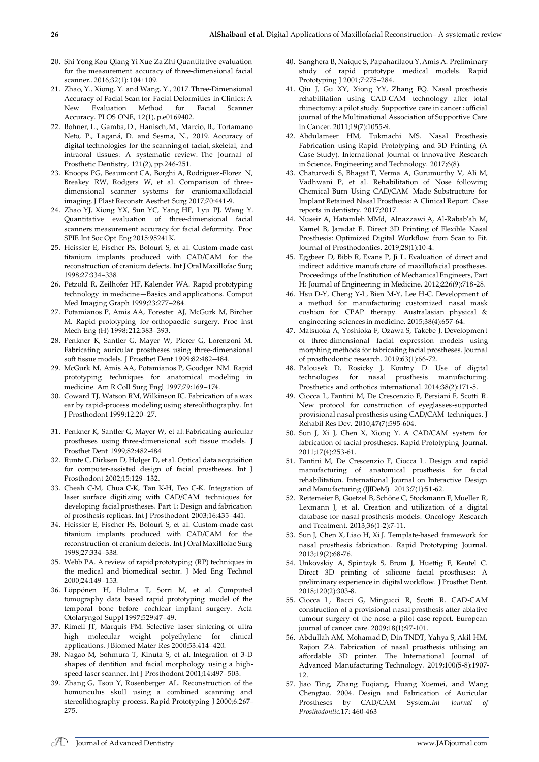20. Shi Yong Kou Qiang Yi Xue Za Zhi Quantitative evaluation for the measurement accuracy of three-dimensional facial scanner.. 2016;32(1): 104±109.
21. Zhao, Y., Xiong, Y. and Wang, Y., 2017. Three-Dimensional Accuracy of Facial Scan for Facial Deformities in Clinics: A New Evaluation Method for Facial Scanner Accuracy. PLOS ONE, 12(1), p.e0169402.
22. Bohner, L., Gamba, D., Hanisch, M., Marcio, B., Tortamano Neto, P., Laganá, D. and Sesma, N., 2019. Accuracy of digital technologies for the scanning of facial, skeletal, and intraoral tissues: A systematic review. The Journal of Prosthetic Dentistry, 121(2), pp.246-251.
23. Knoops PG, Beaumont CA, Borghi A, Rodriguez-Florez N, Breakey RW, Rodgers W, et al. Comparison of three-dimensional scanner systems for craniomaxillofacial imaging. J Plast Reconstr Aesthet Surg 2017;70:441-9.
24. Zhao YJ, Xiong YX, Sun YC, Yang HF, Lyu PJ, Wang Y. Quantitative evaluation of three-dimensional facial scanners measurement accuracy for facial deformity. Proc SPIE Int Soc Opt Eng 2015:95241K.
25. Heissler E, Fischer FS, Bolouri S, et al. Custom-made cast titanium implants produced with CAD/CAM for the reconstruction of cranium defects. Int J Oral Maxillofac Surg 1998;27:334–338.
26. Petzold R, Zeilhofer HF, Kalender WA. Rapid prototyping technology in medicine—Basics and applications. Comput Med Imaging Graph 1999;23:277–284.
27. Potamianos P, Amis AA, Forester AJ, McGurk M, Bircher M. Rapid prototyping for orthopaedic surgery. Proc Inst Mech Eng (H) 1998; 212:383–393.
28. Penkner K, Santler G, Mayer W, Pierer G, Lorenzoni M. Fabricating auricular prostheses using three-dimensional soft tissue models. J Prosthet Dent 1999;82:482–484.
29. McGurk M, Amis AA, Potamianos P, Goodger NM. Rapid prototyping techniques for anatomical modeling in medicine. Am R Coll Surg Engl 1997;79:169–174.
30. Coward TJ, Watson RM, Wilkinson IC. Fabrication of a wax ear by rapid-process modeling using stereolithography. Int J Prosthodont 1999;12:20–27.
31. Penkner K, Santler G, Mayer W, et al: Fabricating auricular prostheses using three-dimensional soft tissue models. J Prosthet Dent 1999;82:482-484
32. Runte C, Dirksen D, Holger D, et al. Optical data acquisition for computer-assisted design of facial prostheses. Int J Prosthodont 2002;15:129–132.
33. Cheah C-M, Chua C-K, Tan K-H, Teo C-K. Integration of laser surface digitizing with CAD/CAM techniques for developing facial prostheses. Part 1: Design and fabrication of prosthesis replicas. Int J Prosthodont 2003;16:435–441.
34. Heissler E, Fischer FS, Bolouri S, et al. Custom-made cast titanium implants produced with CAD/CAM for the reconstruction of cranium defects. Int J Oral Maxillofac Surg 1998;27:334–338.
35. Webb PA. A review of rapid prototyping (RP) techniques in the medical and biomedical sector. J Med Eng Technol 2000;24:149–153.
36. Löppönen H, Holma T, Sorri M, et al. Computed tomography data based rapid prototyping model of the temporal bone before cochlear implant surgery. Acta Otolaryngol Suppl 1997;529:47–49.
37. Rimell JT, Marquis PM. Selective laser sintering of ultra high molecular weight polyethylene for clinical applications. J Biomed Mater Res 2000;53:414–420.
38. Nagao M, Sohmura T, Kinuta S, et al. Integration of 3-D shapes of dentition and facial morphology using a high-speed laser scanner. Int J Prosthodont 2001;14:497–503.
39. Zhang G, Tsou Y, Rosenberger AL. Reconstruction of the homunculus skull using a combined scanning and stereolithography process. Rapid Prototyping J 2000;6:267–275.
40. Sanghera B, Naique S, Papaharilaou Y, Amis A. Preliminary study of rapid prototype medical models. Rapid Prototyping J 2001;7:275–284.
41. Qiu J, Gu XY, Xiong YY, Zhang FQ. Nasal prosthesis rehabilitation using CAD-CAM technology after total rhinectomy: a pilot study. Supportive care in cancer : official journal of the Multinational Association of Supportive Care in Cancer. 2011;19(7):1055-9.
42. Abdulameer HM, Tukmachi MS. Nasal Prosthesis Fabrication using Rapid Prototyping and 3D Printing (A Case Study). International Journal of Innovative Research in Science, Engineering and Technology. 2017;6(8).
43. Chaturvedi S, Bhagat T, Verma A, Gurumurthy V, Ali M, Vadhwani P, et al. Rehabilitation of Nose following Chemical Burn Using CAD/CAM Made Substructure for Implant Retained Nasal Prosthesis: A Clinical Report. Case reports in dentistry. 2017;2017.
44. Nuseir A, Hatamleh MMd, Alnazzawi A, Al-Rabab'ah M, Kamel B, Jaradat E. Direct 3D Printing of Flexible Nasal Prosthesis: Optimized Digital Workflow from Scan to Fit. Journal of Prosthodontics. 2019;28(1):10-4.
45. Eggbeer D, Bibb R, Evans P, Ji L. Evaluation of direct and indirect additive manufacture of maxillofacial prostheses. Proceedings of the Institution of Mechanical Engineers, Part H: Journal of Engineering in Medicine. 2012;226(9):718-28.
46. Hsu D-Y, Cheng Y-L, Bien M-Y, Lee H-C. Development of a method for manufacturing customized nasal mask cushion for CPAP therapy. Australasian physical & engineering sciences in medicine. 2015;38(4):657-64.
47. Matsuoka A, Yoshioka F, Ozawa S, Takebe J. Development of three-dimensional facial expression models using morphing methods for fabricating facial prostheses. Journal of prosthodontic research. 2019;63(1):66-72.
48. Palousek D, Rosicky J, Koutny D. Use of digital technologies for nasal prosthesis manufacturing. Prosthetics and orthotics international. 2014;38(2):171-5.
49. Ciocca L, Fantini M, De Crescenzio F, Persiani F, Scotti R. New protocol for construction of eyeglasses-supported provisional nasal prosthesis using CAD/CAM techniques. J Rehabil Res Dev. 2010;47(7):595-604.
50. Sun J, Xi J, Chen X, Xiong Y. A CAD/CAM system for fabrication of facial prostheses. Rapid Prototyping Journal. 2011;17(4):253-61.
51. Fantini M, De Crescenzio F, Ciocca L. Design and rapid manufacturing of anatomical prosthesis for facial rehabilitation. International Journal on Interactive Design and Manufacturing (IJIDeM). 2013;7(1):51-62.
52. Reitemeier B, Goetzel B, Schöne C, Stockmann F, Mueller R, Lexmann J, et al. Creation and utilization of a digital database for nasal prosthesis models. Oncology Research and Treatment. 2013;36(1-2):7-11.
53. Sun J, Chen X, Liao H, Xi J. Template-based framework for nasal prosthesis fabrication. Rapid Prototyping Journal. 2013;19(2):68-76.
54. Unkovskiy A, Spintzyk S, Brom J, Huettig F, Keutel C. Direct 3D printing of silicone facial prostheses: A preliminary experience in digital workflow. J Prosthet Dent. 2018;120(2):303-8.
55. Ciocca L, Bacci G, Mingucci R, Scotti R. CAD-CAM construction of a provisional nasal prosthesis after ablative tumour surgery of the nose: a pilot case report. European journal of cancer care. 2009;18(1):97-101.
56. Abdullah AM, Mohamad D, Din TNDT, Yahya S, Akil HM, Rajion ZA. Fabrication of nasal prosthesis utilising an affordable 3D printer. The International Journal of Advanced Manufacturing Technology. 2019;100(5-8):1907-12.
57. Jiao Ting, Zhang Fuqiang, Huang Xuemei, and Wang Chengtao. 2004. Design and Fabrication of Auricular Prostheses by CAD/CAM System. *Int Journal of Prosthodontic.* 17: 460-463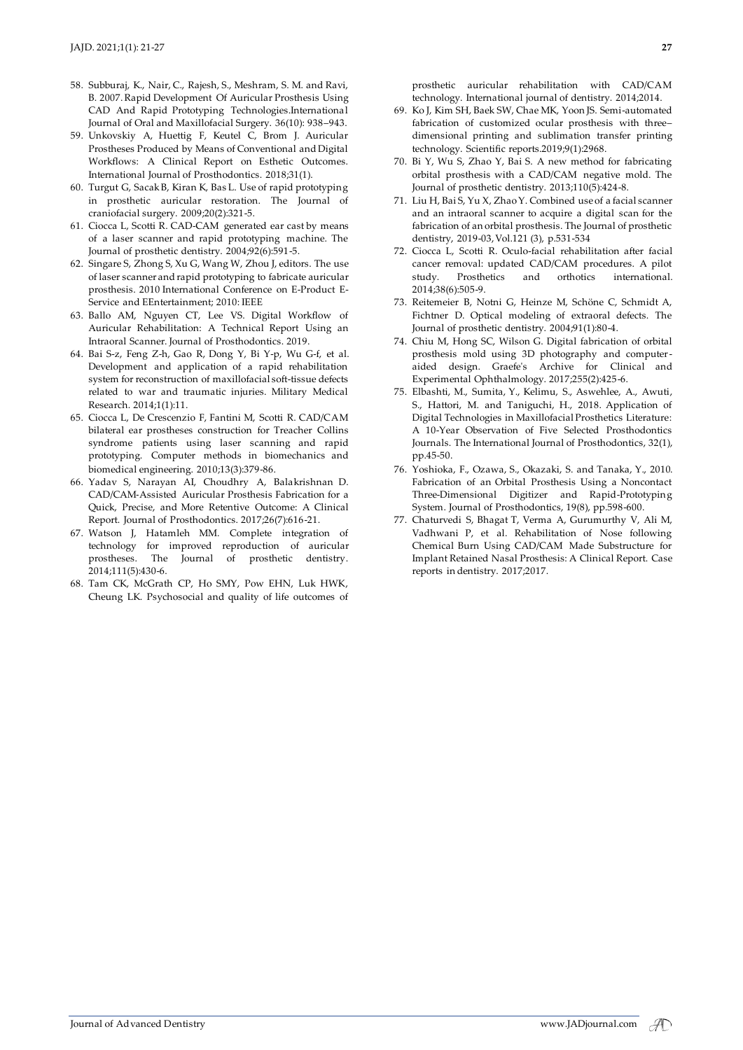58. Subburaj, K., Nair, C., Rajesh, S., Meshram, S. M. and Ravi, B. 2007. Rapid Development Of Auricular Prosthesis Using CAD And Rapid Prototyping Technologies.International Journal of Oral and Maxillofacial Surgery. 36(10): 938–943.
59. Unkovskiy A, Huettig F, Keutel C, Brom J. Auricular Prostheses Produced by Means of Conventional and Digital Workflows: A Clinical Report on Esthetic Outcomes. International Journal of Prosthodontics. 2018;31(1).
60. Turgut G, Sacak B, Kiran K, Bas L. Use of rapid prototyping in prosthetic auricular restoration. The Journal of craniofacial surgery. 2009;20(2):321-5.
61. Ciocca L, Scotti R. CAD-CAM generated ear cast by means of a laser scanner and rapid prototyping machine. The Journal of prosthetic dentistry. 2004;92(6):591-5.
62. Singare S, Zhong S, Xu G, Wang W, Zhou J, editors. The use of laser scanner and rapid prototyping to fabricate auricular prosthesis. 2010 International Conference on E-Product E-Service and EEntertainment; 2010: IEEE
63. Ballo AM, Nguyen CT, Lee VS. Digital Workflow of Auricular Rehabilitation: A Technical Report Using an Intraoral Scanner. Journal of Prosthodontics. 2019.
64. Bai S-z, Feng Z-h, Gao R, Dong Y, Bi Y-p, Wu G-f, et al. Development and application of a rapid rehabilitation system for reconstruction of maxillofacial soft-tissue defects related to war and traumatic injuries. Military Medical Research. 2014;1(1):11.
65. Ciocca L, De Crescenzio F, Fantini M, Scotti R. CAD/CAM bilateral ear prostheses construction for Treacher Collins syndrome patients using laser scanning and rapid prototyping. Computer methods in biomechanics and biomedical engineering. 2010;13(3):379-86.
66. Yadav S, Narayan AI, Choudhry A, Balakrishnan D. CAD/CAM-Assisted Auricular Prosthesis Fabrication for a Quick, Precise, and More Retentive Outcome: A Clinical Report. Journal of Prosthodontics. 2017;26(7):616-21.
67. Watson J, Hatamleh MM. Complete integration of technology for improved reproduction of auricular prostheses. The Journal of prosthetic dentistry. 2014;111(5):430-6.
68. Tam CK, McGrath CP, Ho SMY, Pow EHN, Luk HWK, Cheung LK. Psychosocial and quality of life outcomes of prosthetic auricular rehabilitation with CAD/CAM technology. International journal of dentistry. 2014;2014.
69. Ko J, Kim SH, Baek SW, Chae MK, Yoon JS. Semi-automated fabrication of customized ocular prosthesis with three–dimensional printing and sublimation transfer printing technology. Scientific reports.2019;9(1):2968.
70. Bi Y, Wu S, Zhao Y, Bai S. A new method for fabricating orbital prosthesis with a CAD/CAM negative mold. The Journal of prosthetic dentistry. 2013;110(5):424-8.
71. Liu H, Bai S, Yu X, Zhao Y. Combined use of a facial scanner and an intraoral scanner to acquire a digital scan for the fabrication of an orbital prosthesis. The Journal of prosthetic dentistry, 2019-03, Vol.121 (3), p.531-534
72. Ciocca L, Scotti R. Oculo-facial rehabilitation after facial cancer removal: updated CAD/CAM procedures. A pilot study. Prosthetics and orthotics international. 2014;38(6):505-9.
73. Reitemeier B, Notni G, Heinze M, Schöne C, Schmidt A, Fichtner D. Optical modeling of extraoral defects. The Journal of prosthetic dentistry. 2004;91(1):80-4.
74. Chiu M, Hong SC, Wilson G. Digital fabrication of orbital prosthesis mold using 3D photography and computer-aided design. Graefe's Archive for Clinical and Experimental Ophthalmology. 2017;255(2):425-6.
75. Elbashti, M., Sumita, Y., Kelimu, S., Aswehlee, A., Awuti, S., Hattori, M. and Taniguchi, H., 2018. Application of Digital Technologies in Maxillofacial Prosthetics Literature: A 10-Year Observation of Five Selected Prosthodontics Journals. The International Journal of Prosthodontics, 32(1), pp.45-50.
76. Yoshioka, F., Ozawa, S., Okazaki, S. and Tanaka, Y., 2010. Fabrication of an Orbital Prosthesis Using a Noncontact Three-Dimensional Digitizer and Rapid-Prototyping System. Journal of Prosthodontics, 19(8), pp.598-600.
77. Chaturvedi S, Bhagat T, Verma A, Gurumurthy V, Ali M, Vadhwani P, et al. Rehabilitation of Nose following Chemical Burn Using CAD/CAM Made Substructure for Implant Retained Nasal Prosthesis: A Clinical Report. Case reports in dentistry. 2017;2017.